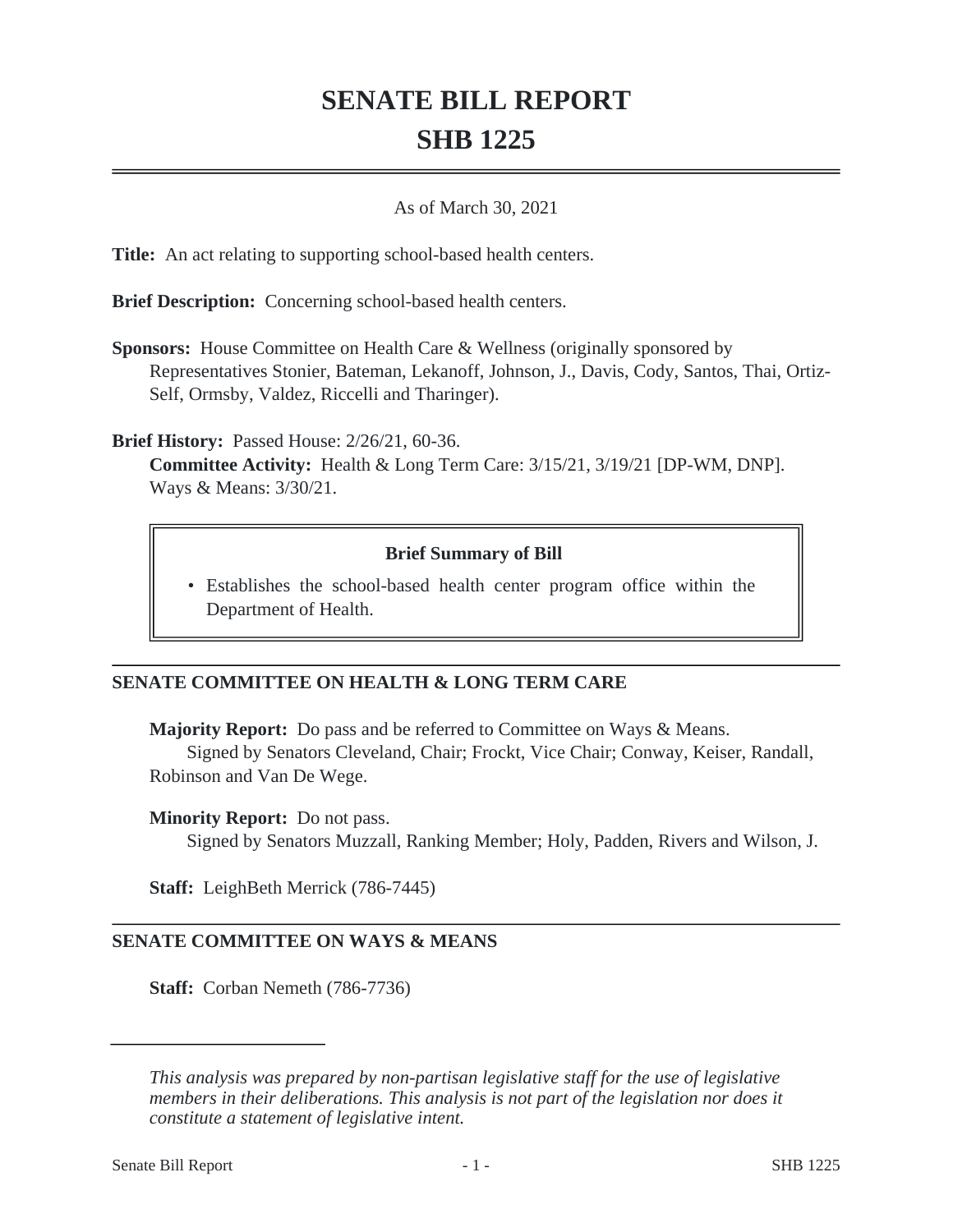# SENATE BILL REPORT

# SHB 1225

As of March 30, 2021

**Title:** An act relating to supporting school-based health centers.

**Brief Description:** Concerning school-based health centers.

**Sponsors:** House Committee on Health Care & Wellness (originally sponsored by Representatives Stonier, Bateman, Lekanoff, Johnson, J., Davis, Cody, Santos, Thai, Ortiz-Self, Ormsby, Valdez, Riccelli and Tharinger).

**Brief History:** Passed House: 2/26/21, 60-36.
**Committee Activity:** Health & Long Term Care: 3/15/21, 3/19/21 [DP-WM, DNP].
Ways & Means: 3/30/21.

**Brief Summary of Bill**

- Establishes the school-based health center program office within the Department of Health.

## SENATE COMMITTEE ON HEALTH & LONG TERM CARE

**Majority Report:** Do pass and be referred to Committee on Ways & Means.
Signed by Senators Cleveland, Chair; Frockt, Vice Chair; Conway, Keiser, Randall, Robinson and Van De Wege.

**Minority Report:** Do not pass.
Signed by Senators Muzzall, Ranking Member; Holy, Padden, Rivers and Wilson, J.

**Staff:** LeighBeth Merrick (786-7445)

## SENATE COMMITTEE ON WAYS & MEANS

**Staff:** Corban Nemeth (786-7736)

*This analysis was prepared by non-partisan legislative staff for the use of legislative members in their deliberations. This analysis is not part of the legislation nor does it constitute a statement of legislative intent.*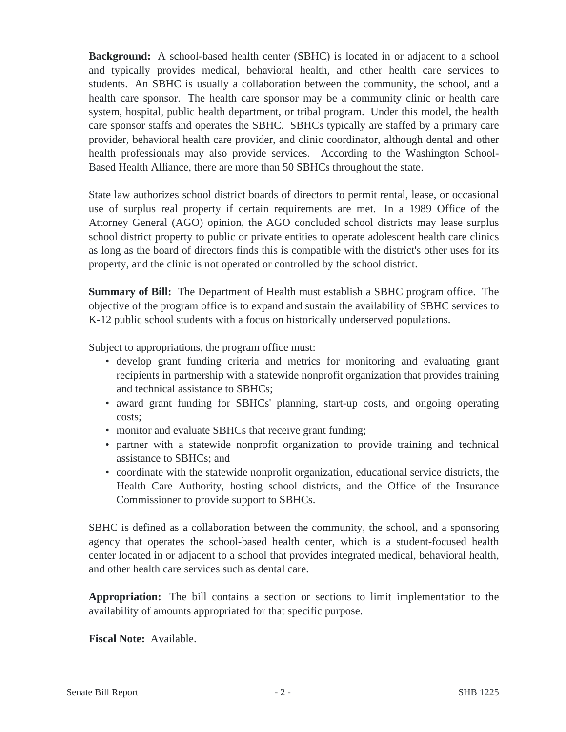**Background:** A school-based health center (SBHC) is located in or adjacent to a school and typically provides medical, behavioral health, and other health care services to students. An SBHC is usually a collaboration between the community, the school, and a health care sponsor. The health care sponsor may be a community clinic or health care system, hospital, public health department, or tribal program. Under this model, the health care sponsor staffs and operates the SBHC. SBHCs typically are staffed by a primary care provider, behavioral health care provider, and clinic coordinator, although dental and other health professionals may also provide services. According to the Washington School-Based Health Alliance, there are more than 50 SBHCs throughout the state.

State law authorizes school district boards of directors to permit rental, lease, or occasional use of surplus real property if certain requirements are met. In a 1989 Office of the Attorney General (AGO) opinion, the AGO concluded school districts may lease surplus school district property to public or private entities to operate adolescent health care clinics as long as the board of directors finds this is compatible with the district's other uses for its property, and the clinic is not operated or controlled by the school district.

**Summary of Bill:** The Department of Health must establish a SBHC program office. The objective of the program office is to expand and sustain the availability of SBHC services to K-12 public school students with a focus on historically underserved populations.

Subject to appropriations, the program office must:

- develop grant funding criteria and metrics for monitoring and evaluating grant recipients in partnership with a statewide nonprofit organization that provides training and technical assistance to SBHCs;
- award grant funding for SBHCs' planning, start-up costs, and ongoing operating costs;
- monitor and evaluate SBHCs that receive grant funding;
- partner with a statewide nonprofit organization to provide training and technical assistance to SBHCs; and
- coordinate with the statewide nonprofit organization, educational service districts, the Health Care Authority, hosting school districts, and the Office of the Insurance Commissioner to provide support to SBHCs.

SBHC is defined as a collaboration between the community, the school, and a sponsoring agency that operates the school-based health center, which is a student-focused health center located in or adjacent to a school that provides integrated medical, behavioral health, and other health care services such as dental care.

**Appropriation:** The bill contains a section or sections to limit implementation to the availability of amounts appropriated for that specific purpose.

**Fiscal Note:** Available.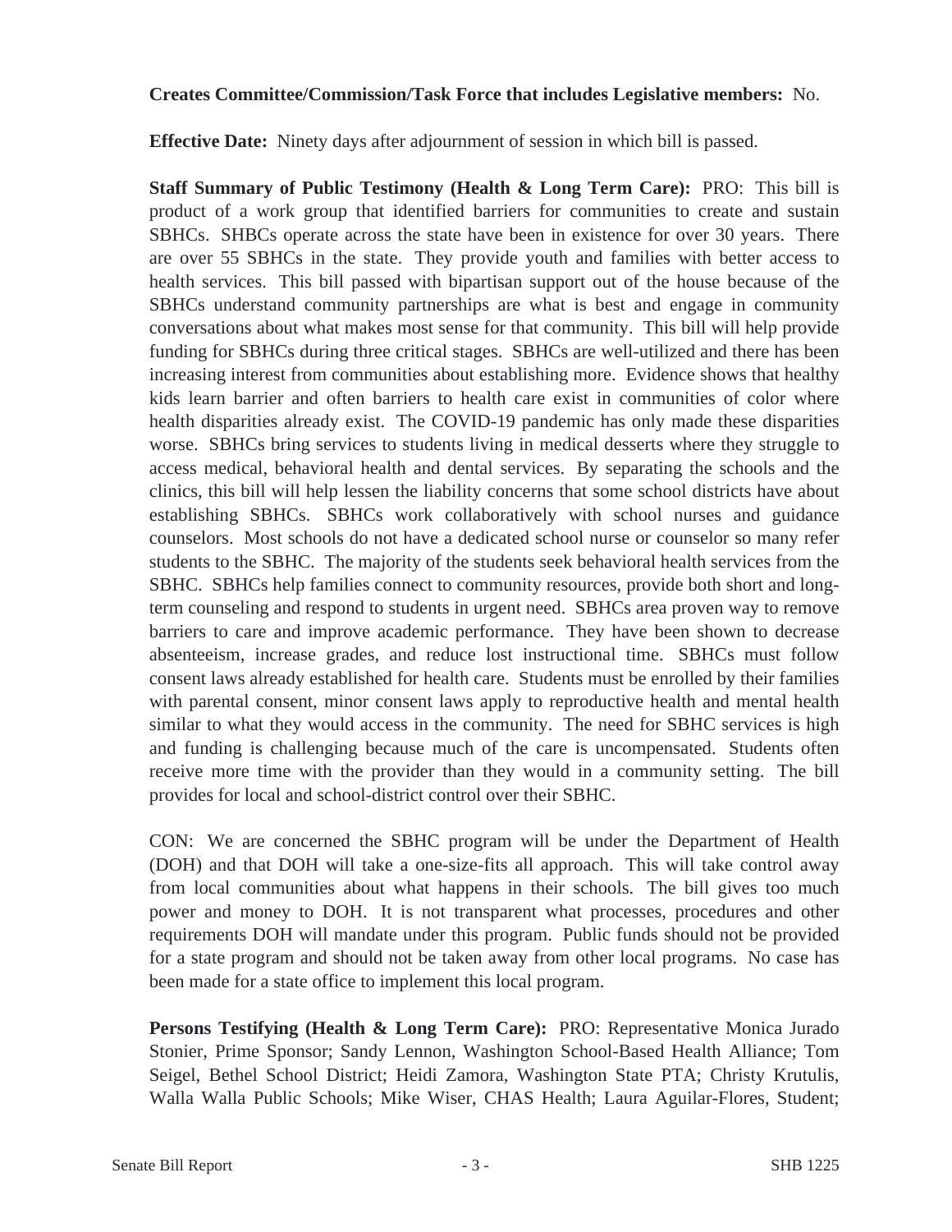**Creates Committee/Commission/Task Force that includes Legislative members:** No.

**Effective Date:** Ninety days after adjournment of session in which bill is passed.

**Staff Summary of Public Testimony (Health & Long Term Care):** PRO: This bill is product of a work group that identified barriers for communities to create and sustain SBHCs. SHBCs operate across the state have been in existence for over 30 years. There are over 55 SBHCs in the state. They provide youth and families with better access to health services. This bill passed with bipartisan support out of the house because of the SBHCs understand community partnerships are what is best and engage in community conversations about what makes most sense for that community. This bill will help provide funding for SBHCs during three critical stages. SBHCs are well-utilized and there has been increasing interest from communities about establishing more. Evidence shows that healthy kids learn barrier and often barriers to health care exist in communities of color where health disparities already exist. The COVID-19 pandemic has only made these disparities worse. SBHCs bring services to students living in medical desserts where they struggle to access medical, behavioral health and dental services. By separating the schools and the clinics, this bill will help lessen the liability concerns that some school districts have about establishing SBHCs. SBHCs work collaboratively with school nurses and guidance counselors. Most schools do not have a dedicated school nurse or counselor so many refer students to the SBHC. The majority of the students seek behavioral health services from the SBHC. SBHCs help families connect to community resources, provide both short and long-term counseling and respond to students in urgent need. SBHCs area proven way to remove barriers to care and improve academic performance. They have been shown to decrease absenteeism, increase grades, and reduce lost instructional time. SBHCs must follow consent laws already established for health care. Students must be enrolled by their families with parental consent, minor consent laws apply to reproductive health and mental health similar to what they would access in the community. The need for SBHC services is high and funding is challenging because much of the care is uncompensated. Students often receive more time with the provider than they would in a community setting. The bill provides for local and school-district control over their SBHC.

CON: We are concerned the SBHC program will be under the Department of Health (DOH) and that DOH will take a one-size-fits all approach. This will take control away from local communities about what happens in their schools. The bill gives too much power and money to DOH. It is not transparent what processes, procedures and other requirements DOH will mandate under this program. Public funds should not be provided for a state program and should not be taken away from other local programs. No case has been made for a state office to implement this local program.

**Persons Testifying (Health & Long Term Care):** PRO: Representative Monica Jurado Stonier, Prime Sponsor; Sandy Lennon, Washington School-Based Health Alliance; Tom Seigel, Bethel School District; Heidi Zamora, Washington State PTA; Christy Krutulis, Walla Walla Public Schools; Mike Wiser, CHAS Health; Laura Aguilar-Flores, Student;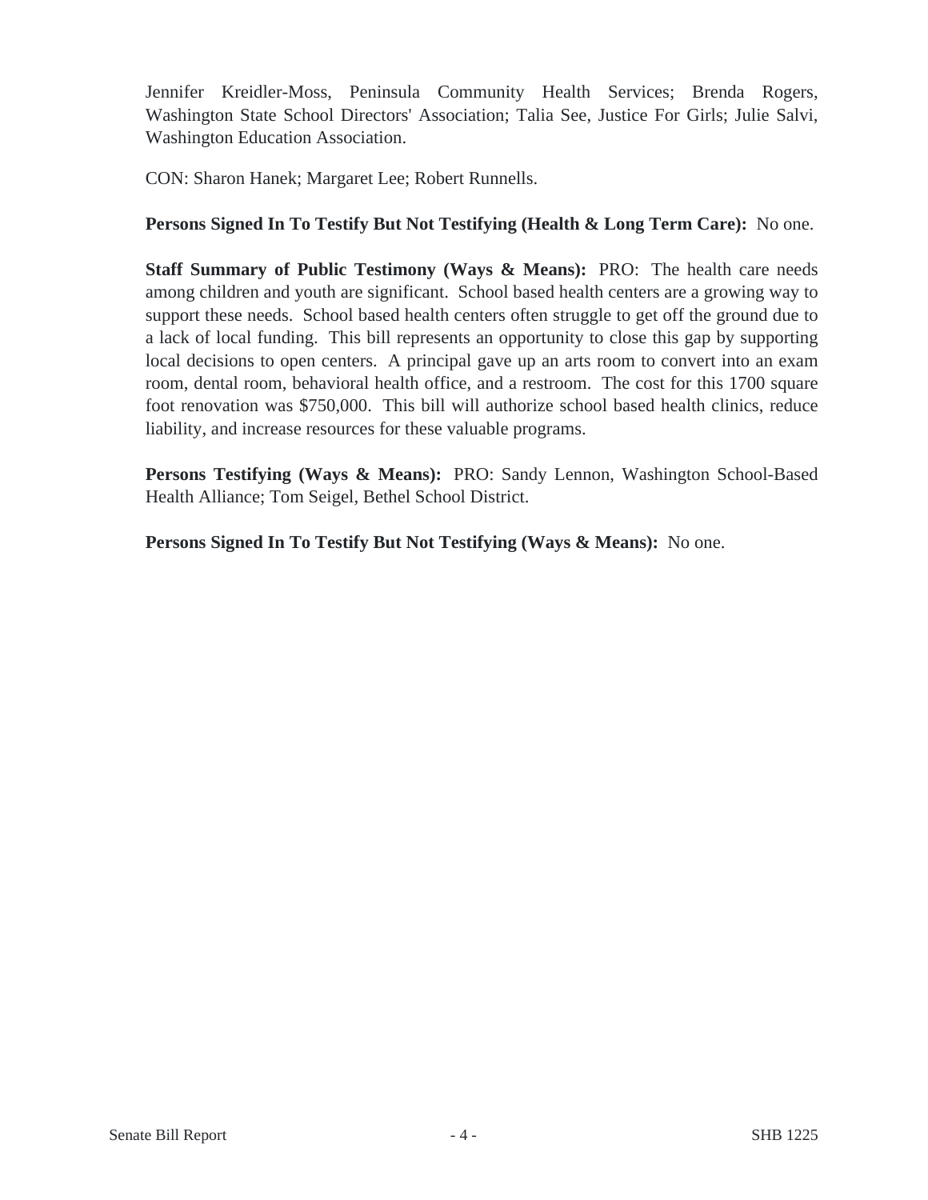Jennifer Kreidler-Moss, Peninsula Community Health Services; Brenda Rogers, Washington State School Directors' Association; Talia See, Justice For Girls; Julie Salvi, Washington Education Association.

CON: Sharon Hanek; Margaret Lee; Robert Runnells.

**Persons Signed In To Testify But Not Testifying (Health & Long Term Care):** No one.

**Staff Summary of Public Testimony (Ways & Means):** PRO: The health care needs among children and youth are significant. School based health centers are a growing way to support these needs. School based health centers often struggle to get off the ground due to a lack of local funding. This bill represents an opportunity to close this gap by supporting local decisions to open centers. A principal gave up an arts room to convert into an exam room, dental room, behavioral health office, and a restroom. The cost for this 1700 square foot renovation was $750,000. This bill will authorize school based health clinics, reduce liability, and increase resources for these valuable programs.

**Persons Testifying (Ways & Means):** PRO: Sandy Lennon, Washington School-Based Health Alliance; Tom Seigel, Bethel School District.

**Persons Signed In To Testify But Not Testifying (Ways & Means):** No one.